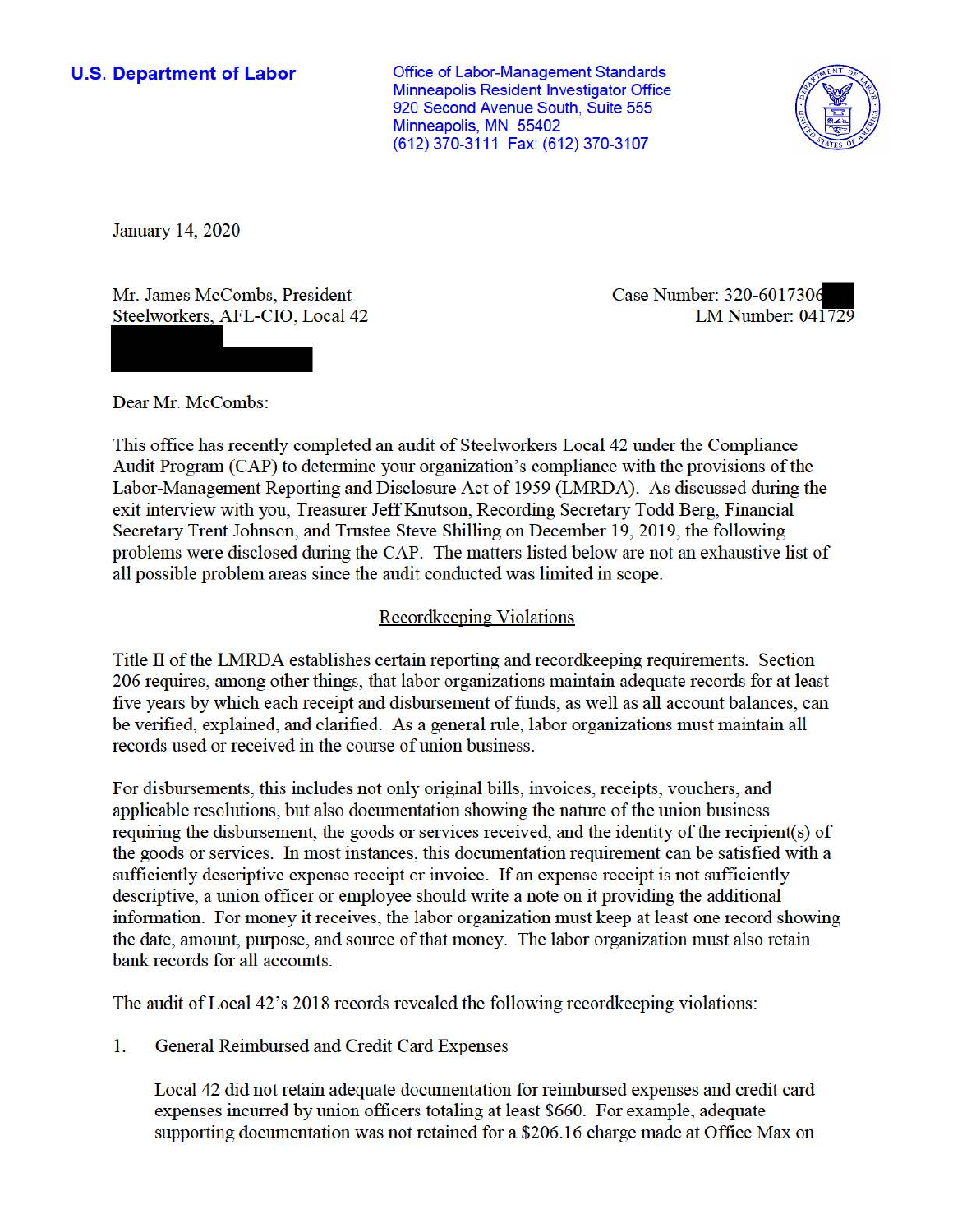**U.S. Department of Labor**

Office of Labor-Management Standards
Minneapolis Resident Investigator Office
920 Second Avenue South, Suite 555
Minneapolis, MN 55402
(612) 370-3111 Fax: (612) 370-3107

January 14, 2020

Mr. James McCombs, President
Steelworkers, AFL-CIO, Local 42

Case Number: 320-6017306
LM Number: 041729

Dear Mr. McCombs:

This office has recently completed an audit of Steelworkers Local 42 under the Compliance Audit Program (CAP) to determine your organization's compliance with the provisions of the Labor-Management Reporting and Disclosure Act of 1959 (LMRDA). As discussed during the exit interview with you, Treasurer Jeff Knutson, Recording Secretary Todd Berg, Financial Secretary Trent Johnson, and Trustee Steve Shilling on December 19, 2019, the following problems were disclosed during the CAP. The matters listed below are not an exhaustive list of all possible problem areas since the audit conducted was limited in scope.

## Recordkeeping Violations

Title II of the LMRDA establishes certain reporting and recordkeeping requirements. Section 206 requires, among other things, that labor organizations maintain adequate records for at least five years by which each receipt and disbursement of funds, as well as all account balances, can be verified, explained, and clarified. As a general rule, labor organizations must maintain all records used or received in the course of union business.

For disbursements, this includes not only original bills, invoices, receipts, vouchers, and applicable resolutions, but also documentation showing the nature of the union business requiring the disbursement, the goods or services received, and the identity of the recipient(s) of the goods or services. In most instances, this documentation requirement can be satisfied with a sufficiently descriptive expense receipt or invoice. If an expense receipt is not sufficiently descriptive, a union officer or employee should write a note on it providing the additional information. For money it receives, the labor organization must keep at least one record showing the date, amount, purpose, and source of that money. The labor organization must also retain bank records for all accounts.

The audit of Local 42's 2018 records revealed the following recordkeeping violations:

1. General Reimbursed and Credit Card Expenses

   Local 42 did not retain adequate documentation for reimbursed expenses and credit card expenses incurred by union officers totaling at least $660. For example, adequate supporting documentation was not retained for a $206.16 charge made at Office Max on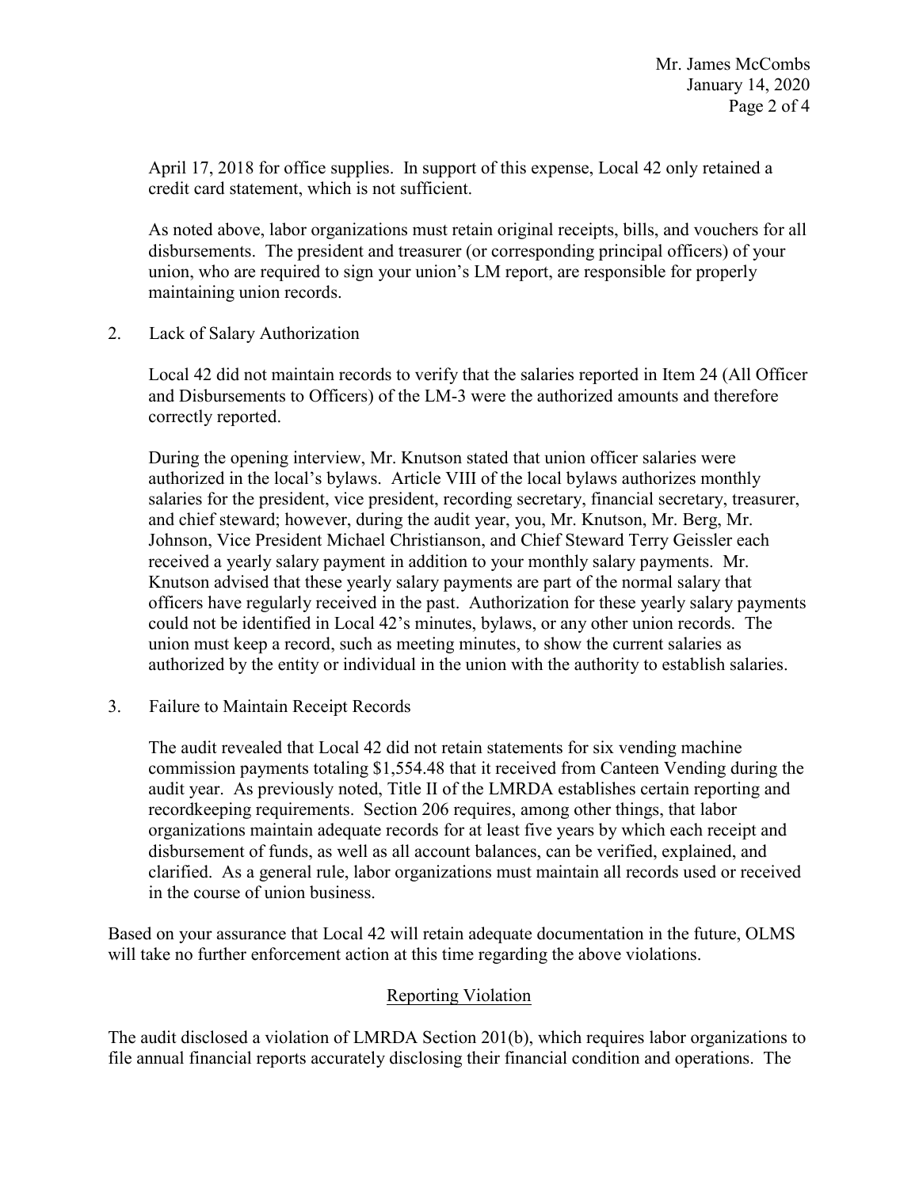April 17, 2018 for office supplies. In support of this expense, Local 42 only retained a credit card statement, which is not sufficient.

As noted above, labor organizations must retain original receipts, bills, and vouchers for all disbursements. The president and treasurer (or corresponding principal officers) of your union, who are required to sign your union's LM report, are responsible for properly maintaining union records.

2. Lack of Salary Authorization

   Local 42 did not maintain records to verify that the salaries reported in Item 24 (All Officer and Disbursements to Officers) of the LM-3 were the authorized amounts and therefore correctly reported.

   During the opening interview, Mr. Knutson stated that union officer salaries were authorized in the local's bylaws. Article VIII of the local bylaws authorizes monthly salaries for the president, vice president, recording secretary, financial secretary, treasurer, and chief steward; however, during the audit year, you, Mr. Knutson, Mr. Berg, Mr. Johnson, Vice President Michael Christianson, and Chief Steward Terry Geissler each received a yearly salary payment in addition to your monthly salary payments. Mr. Knutson advised that these yearly salary payments are part of the normal salary that officers have regularly received in the past. Authorization for these yearly salary payments could not be identified in Local 42's minutes, bylaws, or any other union records. The union must keep a record, such as meeting minutes, to show the current salaries as authorized by the entity or individual in the union with the authority to establish salaries.

3. Failure to Maintain Receipt Records

   The audit revealed that Local 42 did not retain statements for six vending machine commission payments totaling $1,554.48 that it received from Canteen Vending during the audit year. As previously noted, Title II of the LMRDA establishes certain reporting and recordkeeping requirements. Section 206 requires, among other things, that labor organizations maintain adequate records for at least five years by which each receipt and disbursement of funds, as well as all account balances, can be verified, explained, and clarified. As a general rule, labor organizations must maintain all records used or received in the course of union business.

Based on your assurance that Local 42 will retain adequate documentation in the future, OLMS will take no further enforcement action at this time regarding the above violations.

## Reporting Violation

The audit disclosed a violation of LMRDA Section 201(b), which requires labor organizations to file annual financial reports accurately disclosing their financial condition and operations. The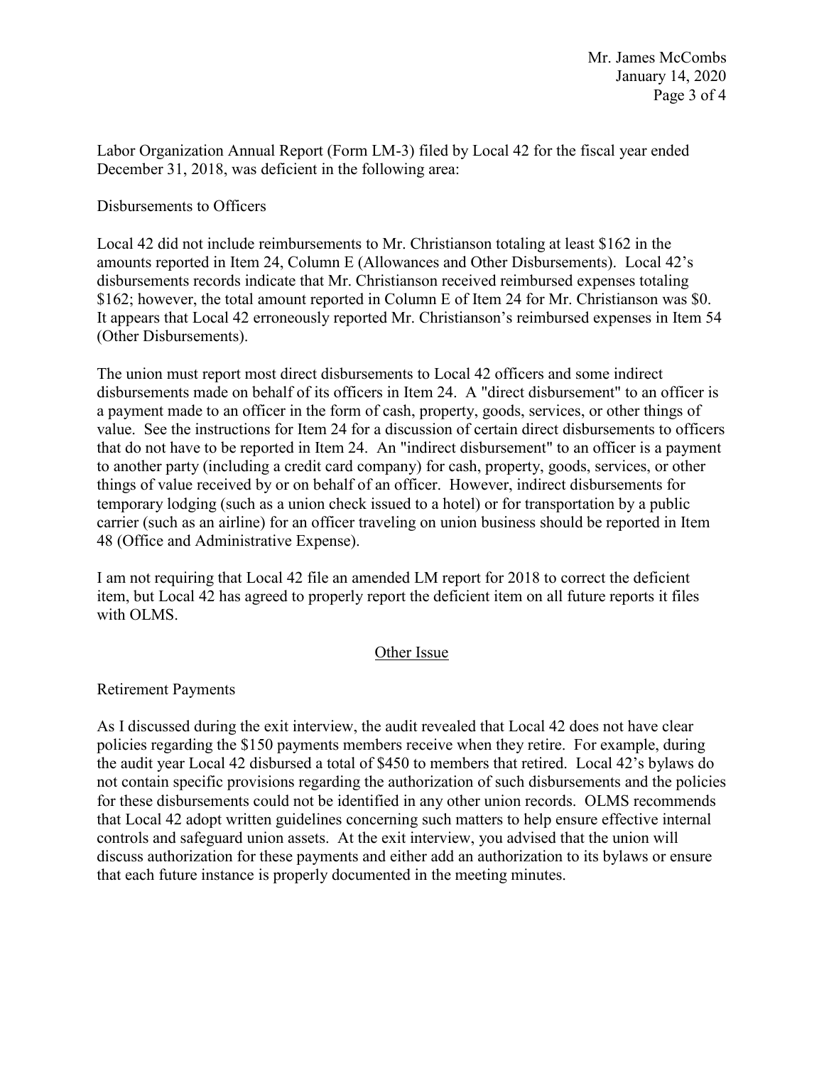Labor Organization Annual Report (Form LM-3) filed by Local 42 for the fiscal year ended December 31, 2018, was deficient in the following area:

Disbursements to Officers

Local 42 did not include reimbursements to Mr. Christianson totaling at least $162 in the amounts reported in Item 24, Column E (Allowances and Other Disbursements). Local 42's disbursements records indicate that Mr. Christianson received reimbursed expenses totaling $162; however, the total amount reported in Column E of Item 24 for Mr. Christianson was $0. It appears that Local 42 erroneously reported Mr. Christianson's reimbursed expenses in Item 54 (Other Disbursements).

The union must report most direct disbursements to Local 42 officers and some indirect disbursements made on behalf of its officers in Item 24. A "direct disbursement" to an officer is a payment made to an officer in the form of cash, property, goods, services, or other things of value. See the instructions for Item 24 for a discussion of certain direct disbursements to officers that do not have to be reported in Item 24. An "indirect disbursement" to an officer is a payment to another party (including a credit card company) for cash, property, goods, services, or other things of value received by or on behalf of an officer. However, indirect disbursements for temporary lodging (such as a union check issued to a hotel) or for transportation by a public carrier (such as an airline) for an officer traveling on union business should be reported in Item 48 (Office and Administrative Expense).

I am not requiring that Local 42 file an amended LM report for 2018 to correct the deficient item, but Local 42 has agreed to properly report the deficient item on all future reports it files with OLMS.

## Other Issue

Retirement Payments

As I discussed during the exit interview, the audit revealed that Local 42 does not have clear policies regarding the $150 payments members receive when they retire. For example, during the audit year Local 42 disbursed a total of $450 to members that retired. Local 42's bylaws do not contain specific provisions regarding the authorization of such disbursements and the policies for these disbursements could not be identified in any other union records. OLMS recommends that Local 42 adopt written guidelines concerning such matters to help ensure effective internal controls and safeguard union assets. At the exit interview, you advised that the union will discuss authorization for these payments and either add an authorization to its bylaws or ensure that each future instance is properly documented in the meeting minutes.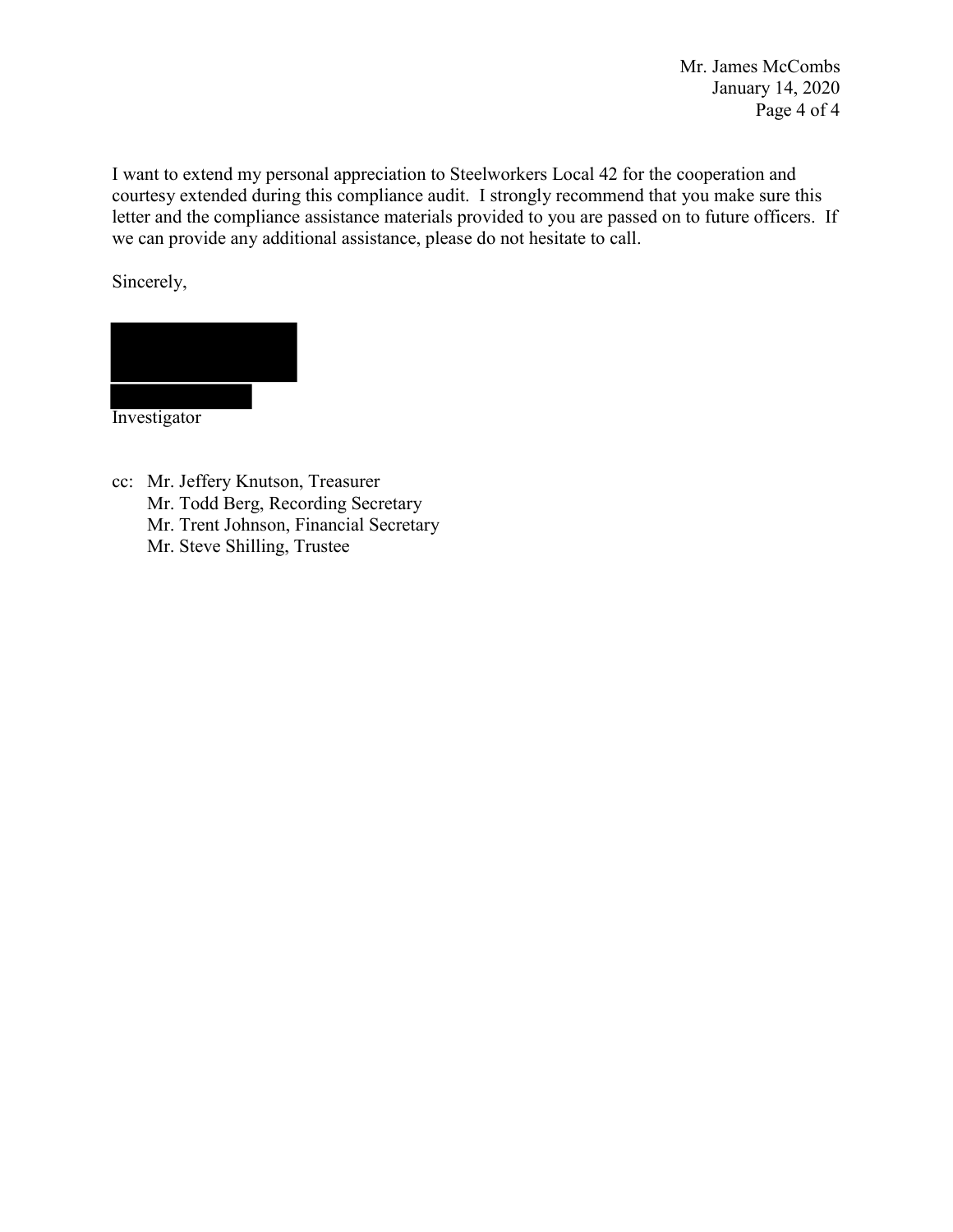I want to extend my personal appreciation to Steelworkers Local 42 for the cooperation and courtesy extended during this compliance audit. I strongly recommend that you make sure this letter and the compliance assistance materials provided to you are passed on to future officers. If we can provide any additional assistance, please do not hesitate to call.

Sincerely,

Investigator

cc: Mr. Jeffery Knutson, Treasurer
    Mr. Todd Berg, Recording Secretary
    Mr. Trent Johnson, Financial Secretary
    Mr. Steve Shilling, Trustee